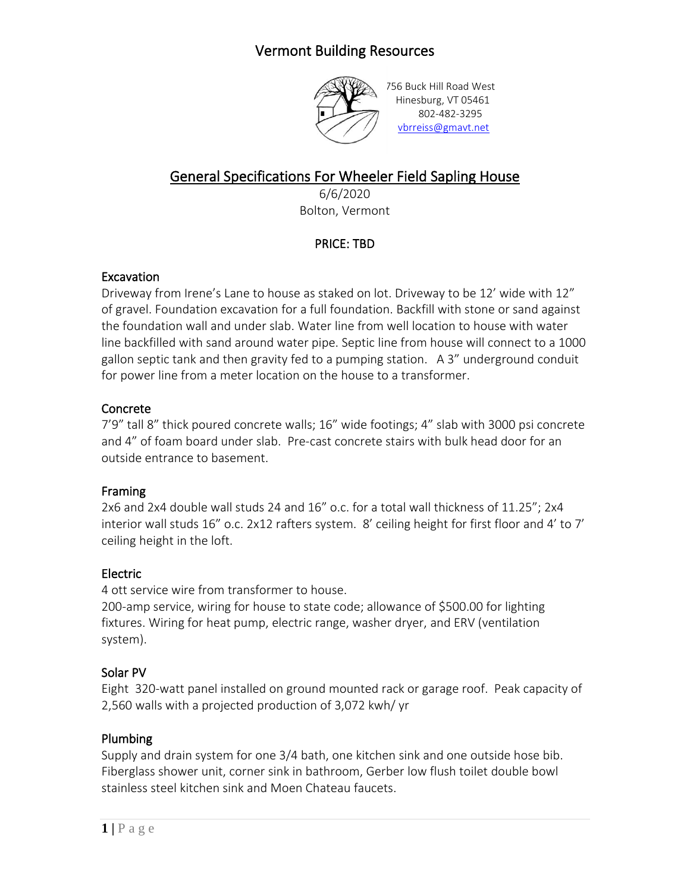# Vermont Building Resources

756 Buck Hill Road West
Hinesburg, VT 05461
802-482-3295
vbrreiss@gmavt.net

## General Specifications For Wheeler Field Sapling House

6/6/2020
Bolton, Vermont

**PRICE: TBD**

### Excavation

Driveway from Irene's Lane to house as staked on lot. Driveway to be 12' wide with 12" of gravel. Foundation excavation for a full foundation. Backfill with stone or sand against the foundation wall and under slab. Water line from well location to house with water line backfilled with sand around water pipe. Septic line from house will connect to a 1000 gallon septic tank and then gravity fed to a pumping station. A 3" underground conduit for power line from a meter location on the house to a transformer.

### Concrete

7'9" tall 8" thick poured concrete walls; 16" wide footings; 4" slab with 3000 psi concrete and 4" of foam board under slab. Pre-cast concrete stairs with bulk head door for an outside entrance to basement.

### Framing

2x6 and 2x4 double wall studs 24 and 16" o.c. for a total wall thickness of 11.25"; 2x4 interior wall studs 16" o.c. 2x12 rafters system. 8' ceiling height for first floor and 4' to 7' ceiling height in the loft.

### Electric

4 ott service wire from transformer to house.
200-amp service, wiring for house to state code; allowance of $500.00 for lighting fixtures. Wiring for heat pump, electric range, washer dryer, and ERV (ventilation system).

### Solar PV

Eight 320-watt panel installed on ground mounted rack or garage roof. Peak capacity of 2,560 walls with a projected production of 3,072 kwh/ yr

### Plumbing

Supply and drain system for one 3/4 bath, one kitchen sink and one outside hose bib. Fiberglass shower unit, corner sink in bathroom, Gerber low flush toilet double bowl stainless steel kitchen sink and Moen Chateau faucets.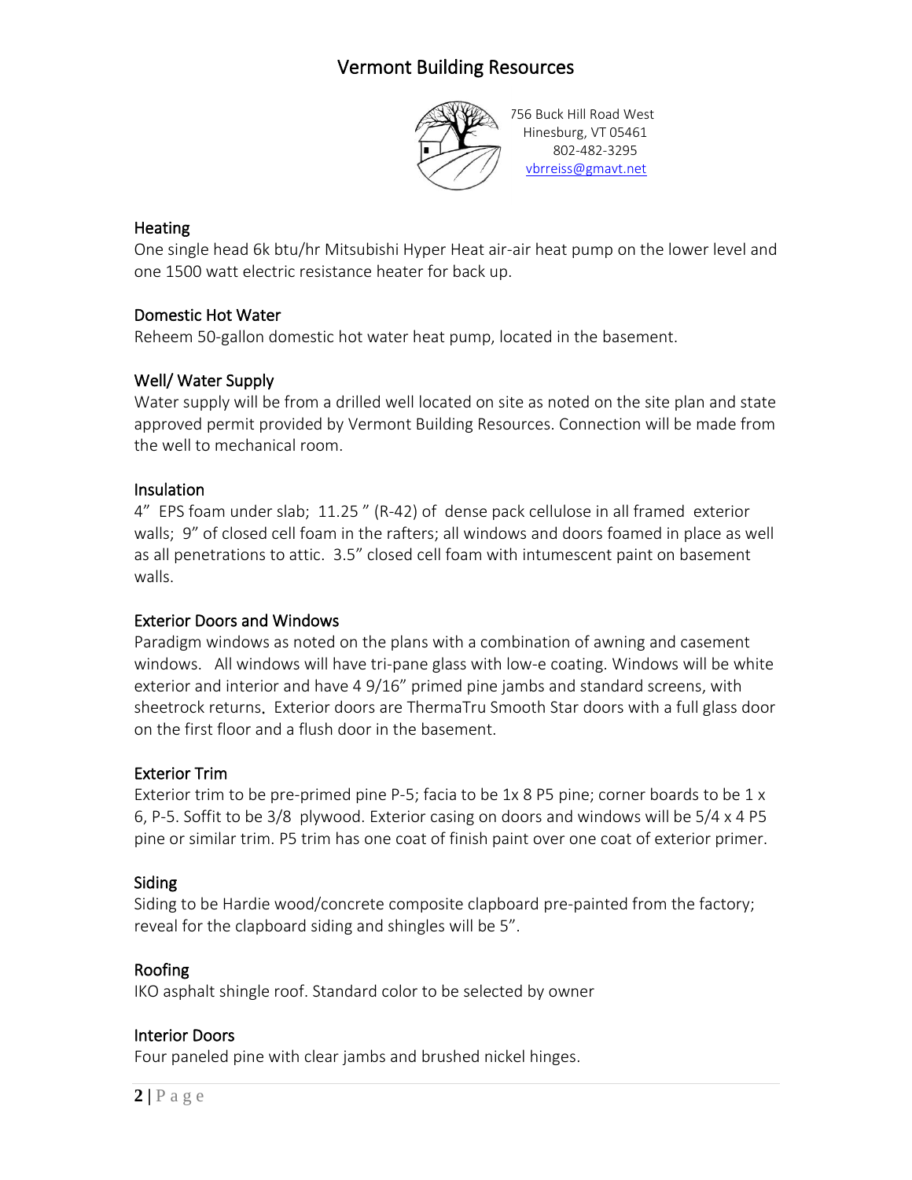# Vermont Building Resources

756 Buck Hill Road West
Hinesburg, VT 05461
802-482-3295
vbrreiss@gmavt.net

## Heating

One single head 6k btu/hr Mitsubishi Hyper Heat air-air heat pump on the lower level and one 1500 watt electric resistance heater for back up.

## Domestic Hot Water

Reheem 50-gallon domestic hot water heat pump, located in the basement.

## Well/ Water Supply

Water supply will be from a drilled well located on site as noted on the site plan and state approved permit provided by Vermont Building Resources. Connection will be made from the well to mechanical room.

## Insulation

4" EPS foam under slab; 11.25 " (R-42) of dense pack cellulose in all framed exterior walls; 9" of closed cell foam in the rafters; all windows and doors foamed in place as well as all penetrations to attic. 3.5" closed cell foam with intumescent paint on basement walls.

## Exterior Doors and Windows

Paradigm windows as noted on the plans with a combination of awning and casement windows. All windows will have tri-pane glass with low-e coating. Windows will be white exterior and interior and have 4 9/16" primed pine jambs and standard screens, with sheetrock returns. Exterior doors are ThermaTru Smooth Star doors with a full glass door on the first floor and a flush door in the basement.

## Exterior Trim

Exterior trim to be pre-primed pine P-5; facia to be 1x 8 P5 pine; corner boards to be 1 x 6, P-5. Soffit to be 3/8 plywood. Exterior casing on doors and windows will be 5/4 x 4 P5 pine or similar trim. P5 trim has one coat of finish paint over one coat of exterior primer.

## Siding

Siding to be Hardie wood/concrete composite clapboard pre-painted from the factory; reveal for the clapboard siding and shingles will be 5".

## Roofing

IKO asphalt shingle roof. Standard color to be selected by owner

## Interior Doors

Four paneled pine with clear jambs and brushed nickel hinges.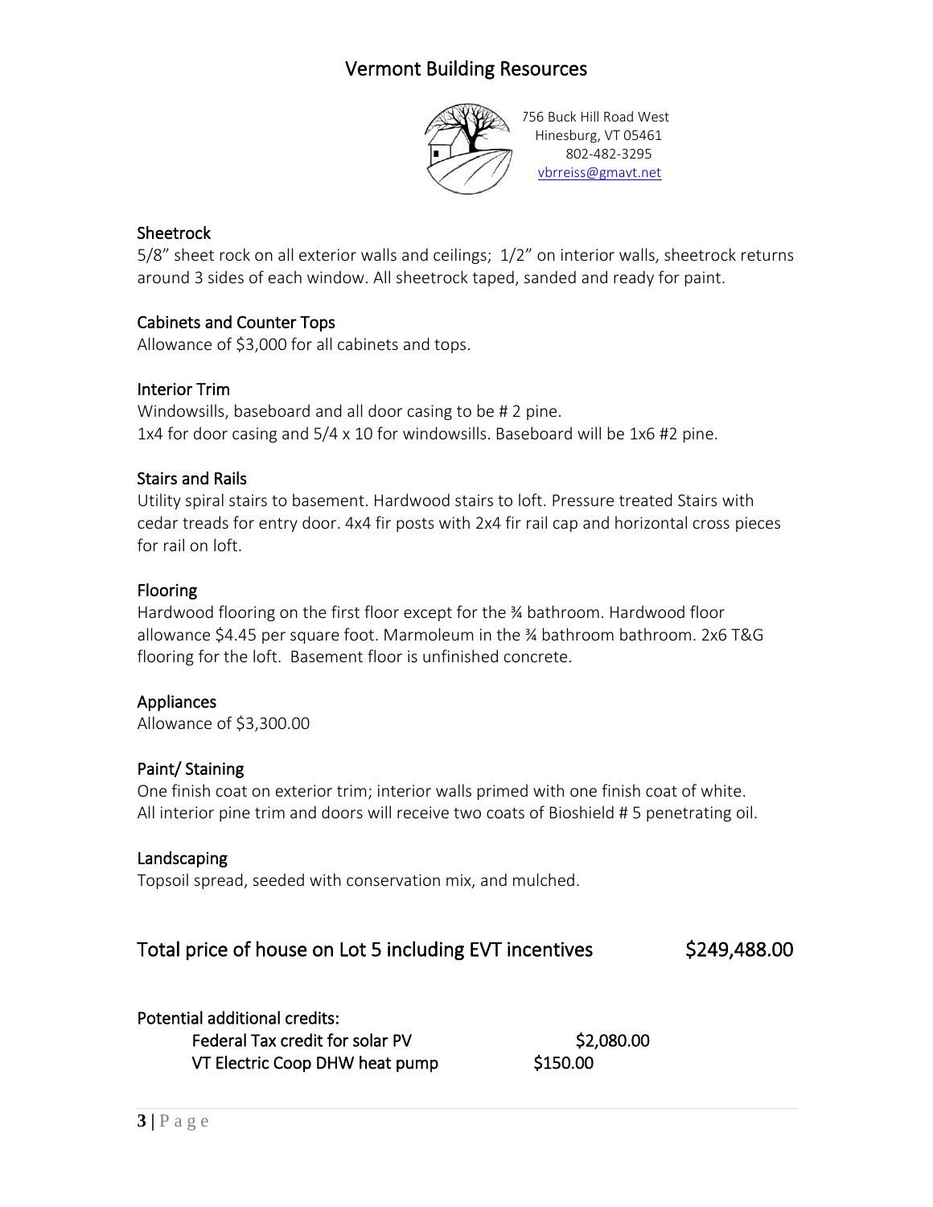# Vermont Building Resources

756 Buck Hill Road West
Hinesburg, VT 05461
802-482-3295
vbrreiss@gmavt.net

### Sheetrock

5/8" sheet rock on all exterior walls and ceilings; 1/2" on interior walls, sheetrock returns around 3 sides of each window. All sheetrock taped, sanded and ready for paint.

### Cabinets and Counter Tops

Allowance of $3,000 for all cabinets and tops.

### Interior Trim

Windowsills, baseboard and all door casing to be # 2 pine.
1x4 for door casing and 5/4 x 10 for windowsills. Baseboard will be 1x6 #2 pine.

### Stairs and Rails

Utility spiral stairs to basement. Hardwood stairs to loft. Pressure treated Stairs with cedar treads for entry door. 4x4 fir posts with 2x4 fir rail cap and horizontal cross pieces for rail on loft.

### Flooring

Hardwood flooring on the first floor except for the ¾ bathroom. Hardwood floor allowance $4.45 per square foot. Marmoleum in the ¾ bathroom bathroom. 2x6 T&G flooring for the loft. Basement floor is unfinished concrete.

### Appliances

Allowance of $3,300.00

### Paint/ Staining

One finish coat on exterior trim; interior walls primed with one finish coat of white.
All interior pine trim and doors will receive two coats of Bioshield # 5 penetrating oil.

### Landscaping

Topsoil spread, seeded with conservation mix, and mulched.

## Total price of house on Lot 5 including EVT incentives $249,488.00

### Potential additional credits:

| | |
|---|---|
| Federal Tax credit for solar PV | $2,080.00 |
| VT Electric Coop DHW heat pump | $150.00 |